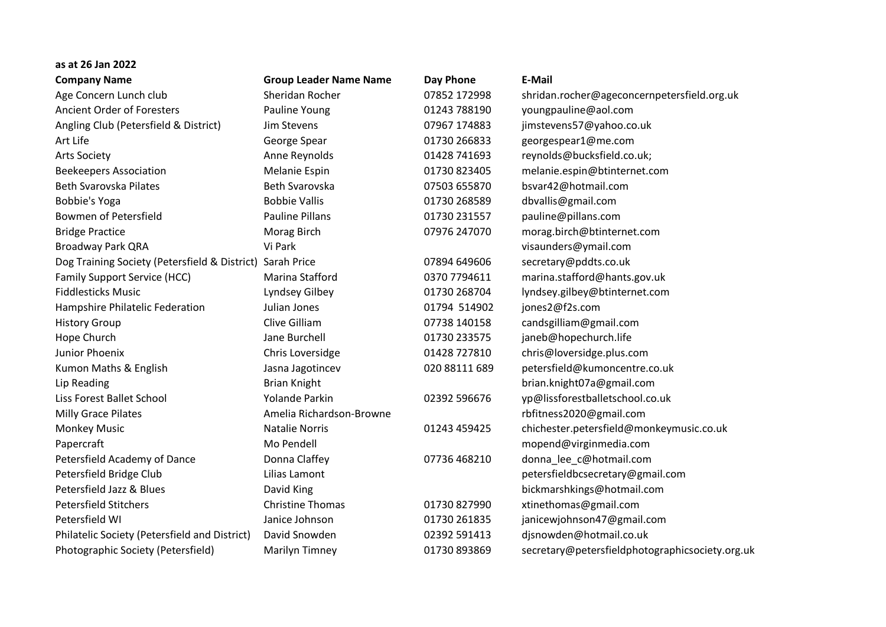**as at 26 Jan 2022**

| Company Name | Group Leader Name Name | Day Phone | E-Mail |
|---|---|---|---|
| Age Concern Lunch club | Sheridan Rocher | 07852 172998 | shridan.rocher@ageconcernpetersfield.org.uk |
| Ancient Order of Foresters | Pauline Young | 01243 788190 | youngpauline@aol.com |
| Angling Club (Petersfield & District) | Jim Stevens | 07967 174883 | jimstevens57@yahoo.co.uk |
| Art Life | George Spear | 01730 266833 | georgespear1@me.com |
| Arts Society | Anne Reynolds | 01428 741693 | reynolds@bucksfield.co.uk; |
| Beekeepers Association | Melanie Espin | 01730 823405 | melanie.espin@btinternet.com |
| Beth Svarovska Pilates | Beth Svarovska | 07503 655870 | bsvar42@hotmail.com |
| Bobbie's Yoga | Bobbie Vallis | 01730 268589 | dbvallis@gmail.com |
| Bowmen of Petersfield | Pauline Pillans | 01730 231557 | pauline@pillans.com |
| Bridge Practice | Morag Birch | 07976 247070 | morag.birch@btinternet.com |
| Broadway Park QRA | Vi Park | | visaunders@ymail.com |
| Dog Training Society (Petersfield & District) | Sarah Price | 07894 649606 | secretary@pddts.co.uk |
| Family Support Service (HCC) | Marina Stafford | 0370 7794611 | marina.stafford@hants.gov.uk |
| Fiddlesticks Music | Lyndsey Gilbey | 01730 268704 | lyndsey.gilbey@btinternet.com |
| Hampshire Philatelic Federation | Julian Jones | 01794 514902 | jones2@f2s.com |
| History Group | Clive Gilliam | 07738 140158 | candsgilliam@gmail.com |
| Hope Church | Jane Burchell | 01730 233575 | janeb@hopechurch.life |
| Junior Phoenix | Chris Loversidge | 01428 727810 | chris@loversidge.plus.com |
| Kumon Maths & English | Jasna Jagotincev | 020 88111 689 | petersfield@kumoncentre.co.uk |
| Lip Reading | Brian Knight | | brian.knight07a@gmail.com |
| Liss Forest Ballet School | Yolande Parkin | 02392 596676 | yp@lissforestballetschool.co.uk |
| Milly Grace Pilates | Amelia Richardson-Browne | | rbfitness2020@gmail.com |
| Monkey Music | Natalie Norris | 01243 459425 | chichester.petersfield@monkeymusic.co.uk |
| Papercraft | Mo Pendell | | mopend@virginmedia.com |
| Petersfield Academy of Dance | Donna Claffey | 07736 468210 | donna_lee_c@hotmail.com |
| Petersfield Bridge Club | Lilias Lamont | | petersfieldbcsecretary@gmail.com |
| Petersfield Jazz & Blues | David King | | bickmarshkings@hotmail.com |
| Petersfield Stitchers | Christine Thomas | 01730 827990 | xtinethomas@gmail.com |
| Petersfield WI | Janice Johnson | 01730 261835 | janicewjohnson47@gmail.com |
| Philatelic Society (Petersfield and District) | David Snowden | 02392 591413 | djsnowden@hotmail.co.uk |
| Photographic Society (Petersfield) | Marilyn Timney | 01730 893869 | secretary@petersfieldphotographicsociety.org.uk |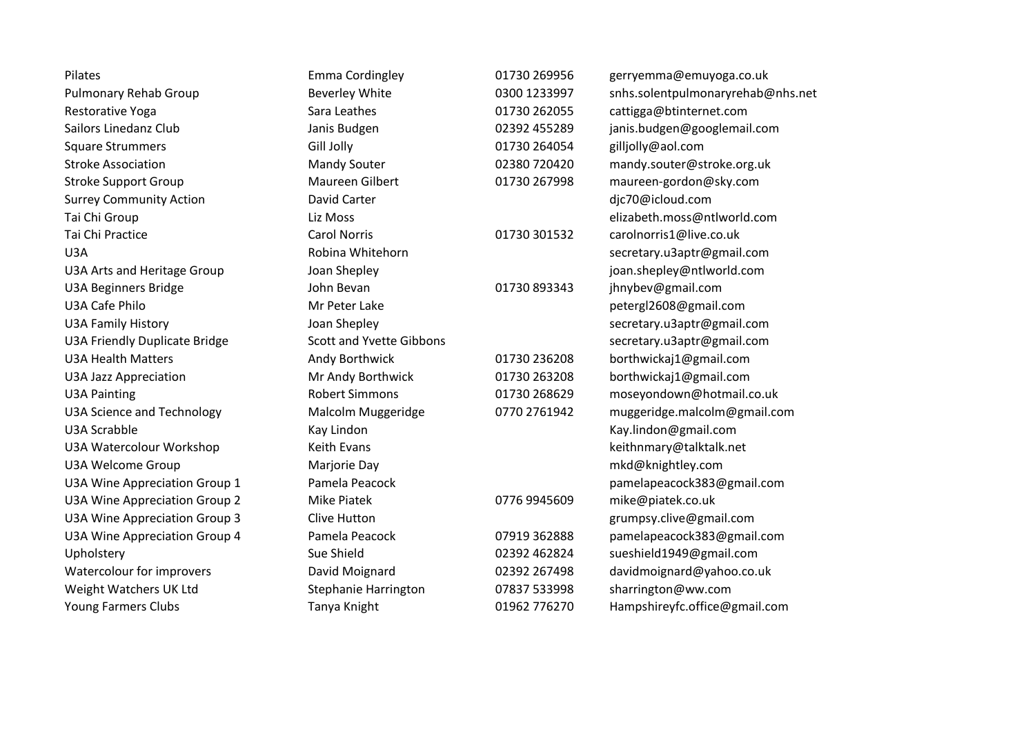| | | | |
|---|---|---|---|
| Pilates | Emma Cordingley | 01730 269956 | gerryemma@emuyoga.co.uk |
| Pulmonary Rehab Group | Beverley White | 0300 1233997 | snhs.solentpulmonaryrehab@nhs.net |
| Restorative Yoga | Sara Leathes | 01730 262055 | cattigga@btinternet.com |
| Sailors Linedanz Club | Janis Budgen | 02392 455289 | janis.budgen@googlemail.com |
| Square Strummers | Gill Jolly | 01730 264054 | gilljolly@aol.com |
| Stroke Association | Mandy Souter | 02380 720420 | mandy.souter@stroke.org.uk |
| Stroke Support Group | Maureen Gilbert | 01730 267998 | maureen-gordon@sky.com |
| Surrey Community Action | David Carter | | djc70@icloud.com |
| Tai Chi Group | Liz Moss | | elizabeth.moss@ntlworld.com |
| Tai Chi Practice | Carol Norris | 01730 301532 | carolnorris1@live.co.uk |
| U3A | Robina Whitehorn | | secretary.u3aptr@gmail.com |
| U3A Arts and Heritage Group | Joan Shepley | | joan.shepley@ntlworld.com |
| U3A Beginners Bridge | John Bevan | 01730 893343 | jhnybev@gmail.com |
| U3A Cafe Philo | Mr Peter Lake | | petergl2608@gmail.com |
| U3A Family History | Joan Shepley | | secretary.u3aptr@gmail.com |
| U3A Friendly Duplicate Bridge | Scott and Yvette Gibbons | | secretary.u3aptr@gmail.com |
| U3A Health Matters | Andy Borthwick | 01730 236208 | borthwickaj1@gmail.com |
| U3A Jazz Appreciation | Mr Andy Borthwick | 01730 263208 | borthwickaj1@gmail.com |
| U3A Painting | Robert Simmons | 01730 268629 | moseyondown@hotmail.co.uk |
| U3A Science and Technology | Malcolm Muggeridge | 0770 2761942 | muggeridge.malcolm@gmail.com |
| U3A Scrabble | Kay Lindon | | Kay.lindon@gmail.com |
| U3A Watercolour Workshop | Keith Evans | | keithnmary@talktalk.net |
| U3A Welcome Group | Marjorie Day | | mkd@knightley.com |
| U3A Wine Appreciation Group 1 | Pamela Peacock | | pamelapeacock383@gmail.com |
| U3A Wine Appreciation Group 2 | Mike Piatek | 0776 9945609 | mike@piatek.co.uk |
| U3A Wine Appreciation Group 3 | Clive Hutton | | grumpsy.clive@gmail.com |
| U3A Wine Appreciation Group 4 | Pamela Peacock | 07919 362888 | pamelapeacock383@gmail.com |
| Upholstery | Sue Shield | 02392 462824 | sueshield1949@gmail.com |
| Watercolour for improvers | David Moignard | 02392 267498 | davidmoignard@yahoo.co.uk |
| Weight Watchers UK Ltd | Stephanie Harrington | 07837 533998 | sharrington@ww.com |
| Young Farmers Clubs | Tanya Knight | 01962 776270 | Hampshireyfc.office@gmail.com |